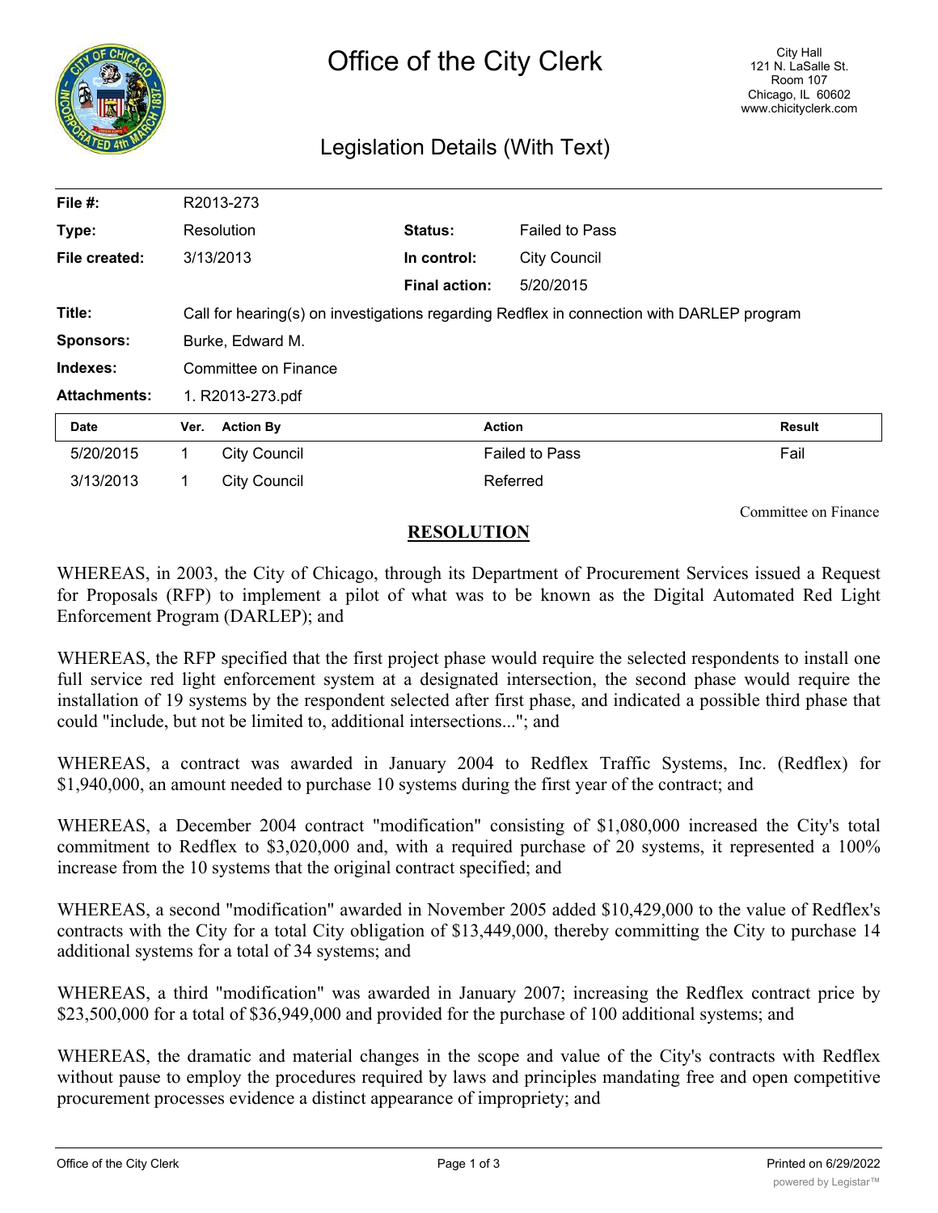# Office of the City Clerk

City Hall
121 N. LaSalle St.
Room 107
Chicago, IL 60602
www.chicityclerk.com

## Legislation Details (With Text)

| | | | |
|---|---|---|---|
| **File #:** | R2013-273 | | |
| **Type:** | Resolution | **Status:** | Failed to Pass |
| **File created:** | 3/13/2013 | **In control:** | City Council |
| | | **Final action:** | 5/20/2015 |
| **Title:** | Call for hearing(s) on investigations regarding Redflex in connection with DARLEP program | | |
| **Sponsors:** | Burke, Edward M. | | |
| **Indexes:** | Committee on Finance | | |
| **Attachments:** | 1. R2013-273.pdf | | |

| Date | Ver. | Action By | Action | Result |
|---|---|---|---|---|
| 5/20/2015 | 1 | City Council | Failed to Pass | Fail |
| 3/13/2013 | 1 | City Council | Referred | |

Committee on Finance

**RESOLUTION**

WHEREAS, in 2003, the City of Chicago, through its Department of Procurement Services issued a Request for Proposals (RFP) to implement a pilot of what was to be known as the Digital Automated Red Light Enforcement Program (DARLEP); and

WHEREAS, the RFP specified that the first project phase would require the selected respondents to install one full service red light enforcement system at a designated intersection, the second phase would require the installation of 19 systems by the respondent selected after first phase, and indicated a possible third phase that could "include, but not be limited to, additional intersections..."; and

WHEREAS, a contract was awarded in January 2004 to Redflex Traffic Systems, Inc. (Redflex) for $1,940,000, an amount needed to purchase 10 systems during the first year of the contract; and

WHEREAS, a December 2004 contract "modification" consisting of $1,080,000 increased the City's total commitment to Redflex to $3,020,000 and, with a required purchase of 20 systems, it represented a 100% increase from the 10 systems that the original contract specified; and

WHEREAS, a second "modification" awarded in November 2005 added $10,429,000 to the value of Redflex's contracts with the City for a total City obligation of $13,449,000, thereby committing the City to purchase 14 additional systems for a total of 34 systems; and

WHEREAS, a third "modification" was awarded in January 2007; increasing the Redflex contract price by $23,500,000 for a total of $36,949,000 and provided for the purchase of 100 additional systems; and

WHEREAS, the dramatic and material changes in the scope and value of the City's contracts with Redflex without pause to employ the procedures required by laws and principles mandating free and open competitive procurement processes evidence a distinct appearance of impropriety; and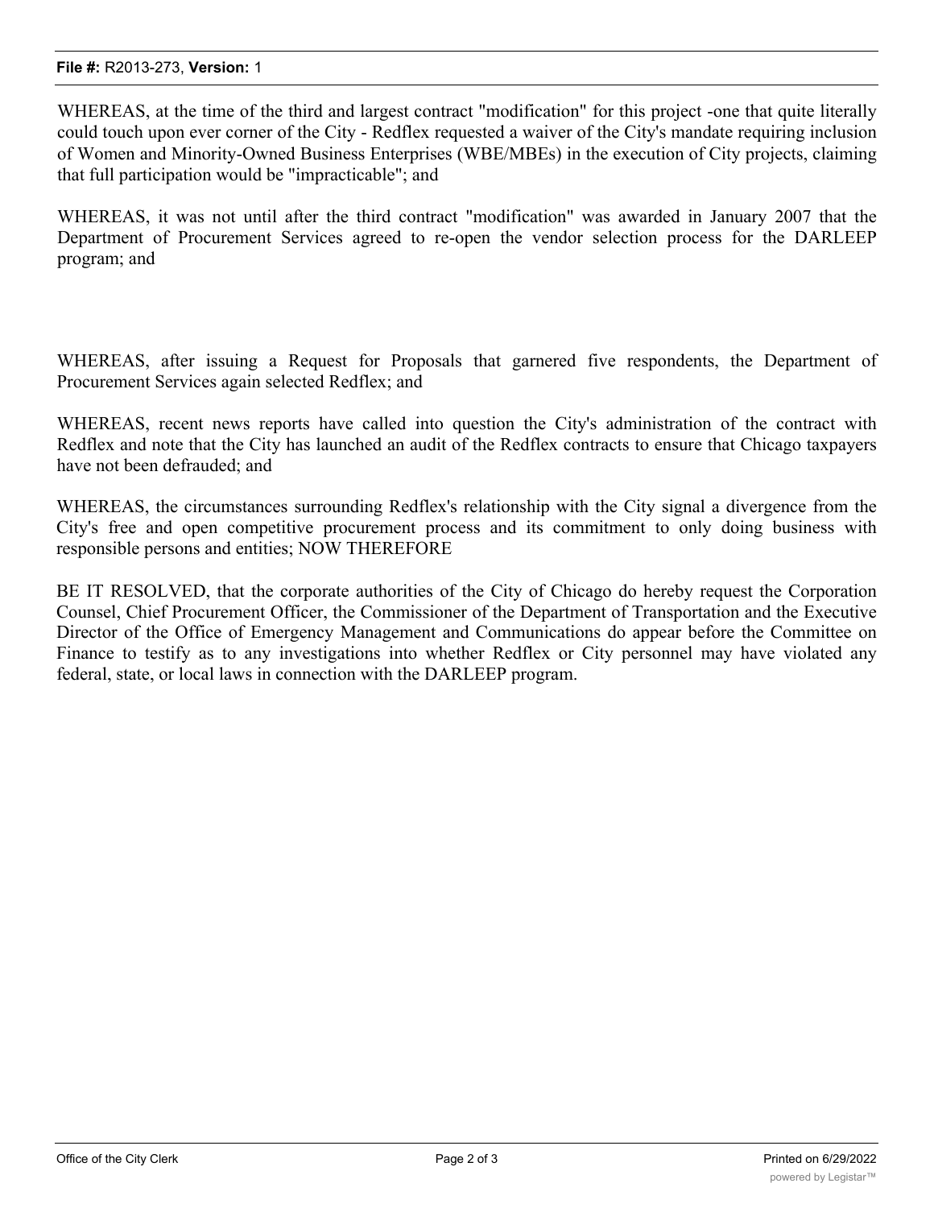WHEREAS, at the time of the third and largest contract "modification" for this project -one that quite literally could touch upon ever corner of the City - Redflex requested a waiver of the City's mandate requiring inclusion of Women and Minority-Owned Business Enterprises (WBE/MBEs) in the execution of City projects, claiming that full participation would be "impracticable"; and

WHEREAS, it was not until after the third contract "modification" was awarded in January 2007 that the Department of Procurement Services agreed to re-open the vendor selection process for the DARLEEP program; and

WHEREAS, after issuing a Request for Proposals that garnered five respondents, the Department of Procurement Services again selected Redflex; and

WHEREAS, recent news reports have called into question the City's administration of the contract with Redflex and note that the City has launched an audit of the Redflex contracts to ensure that Chicago taxpayers have not been defrauded; and

WHEREAS, the circumstances surrounding Redflex's relationship with the City signal a divergence from the City's free and open competitive procurement process and its commitment to only doing business with responsible persons and entities; NOW THEREFORE

BE IT RESOLVED, that the corporate authorities of the City of Chicago do hereby request the Corporation Counsel, Chief Procurement Officer, the Commissioner of the Department of Transportation and the Executive Director of the Office of Emergency Management and Communications do appear before the Committee on Finance to testify as to any investigations into whether Redflex or City personnel may have violated any federal, state, or local laws in connection with the DARLEEP program.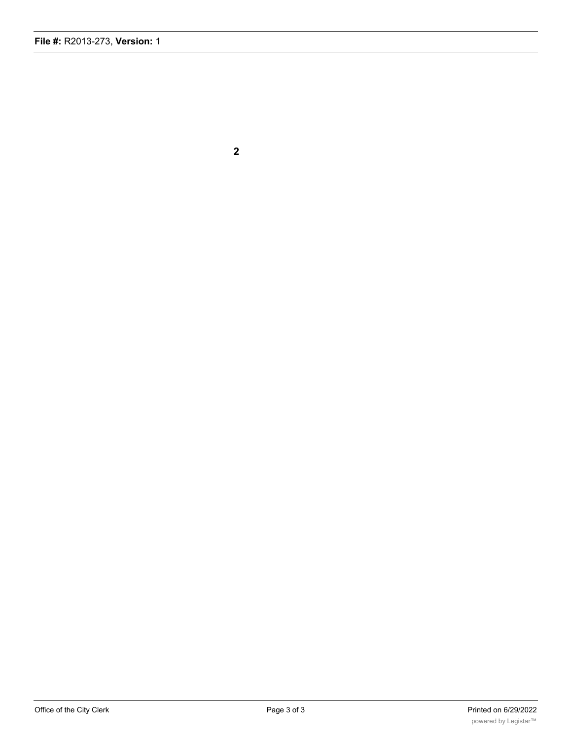**2**